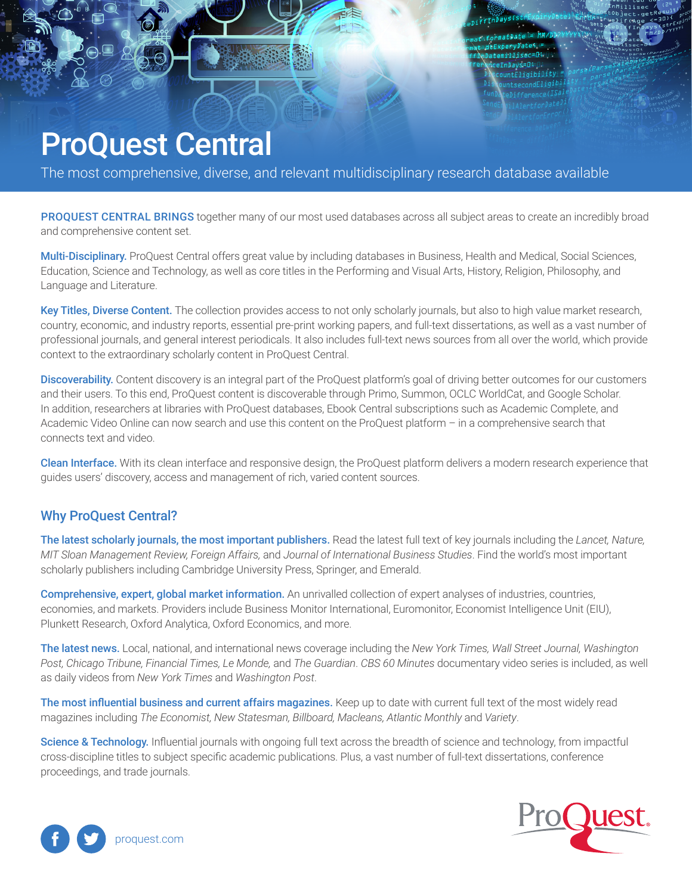# ProQuest Central

The most comprehensive, diverse, and relevant multidisciplinary research database available

**PROQUEST CENTRAL BRINGS** together many of our most used databases across all subject areas to create an incredibly broad and comprehensive content set.

**Multi-Disciplinary.** ProQuest Central offers great value by including databases in Business, Health and Medical, Social Sciences, Education, Science and Technology, as well as core titles in the Performing and Visual Arts, History, Religion, Philosophy, and Language and Literature.

**Key Titles, Diverse Content.** The collection provides access to not only scholarly journals, but also to high value market research, country, economic, and industry reports, essential pre-print working papers, and full-text dissertations, as well as a vast number of professional journals, and general interest periodicals. It also includes full-text news sources from all over the world, which provide context to the extraordinary scholarly content in ProQuest Central.

**Discoverability.** Content discovery is an integral part of the ProQuest platform's goal of driving better outcomes for our customers and their users. To this end, ProQuest content is discoverable through Primo, Summon, OCLC WorldCat, and Google Scholar. In addition, researchers at libraries with ProQuest databases, Ebook Central subscriptions such as Academic Complete, and Academic Video Online can now search and use this content on the ProQuest platform – in a comprehensive search that connects text and video.

**Clean Interface.** With its clean interface and responsive design, the ProQuest platform delivers a modern research experience that guides users' discovery, access and management of rich, varied content sources.

## Why ProQuest Central?

**The latest scholarly journals, the most important publishers.** Read the latest full text of key journals including the *Lancet, Nature, MIT Sloan Management Review, Foreign Affairs,* and *Journal of International Business Studies*. Find the world's most important scholarly publishers including Cambridge University Press, Springer, and Emerald.

**Comprehensive, expert, global market information.** An unrivalled collection of expert analyses of industries, countries, economies, and markets. Providers include Business Monitor International, Euromonitor, Economist Intelligence Unit (EIU), Plunkett Research, Oxford Analytica, Oxford Economics, and more.

**The latest news.** Local, national, and international news coverage including the *New York Times, Wall Street Journal, Washington Post, Chicago Tribune, Financial Times, Le Monde,* and *The Guardian*. *CBS 60 Minutes* documentary video series is included, as well as daily videos from *New York Times* and *Washington Post*.

**The most influential business and current affairs magazines.** Keep up to date with current full text of the most widely read magazines including *The Economist, New Statesman, Billboard, Macleans, Atlantic Monthly* and *Variety*.

**Science & Technology.** Influential journals with ongoing full text across the breadth of science and technology, from impactful cross-discipline titles to subject specific academic publications. Plus, a vast number of full-text dissertations, conference proceedings, and trade journals.

proquest.com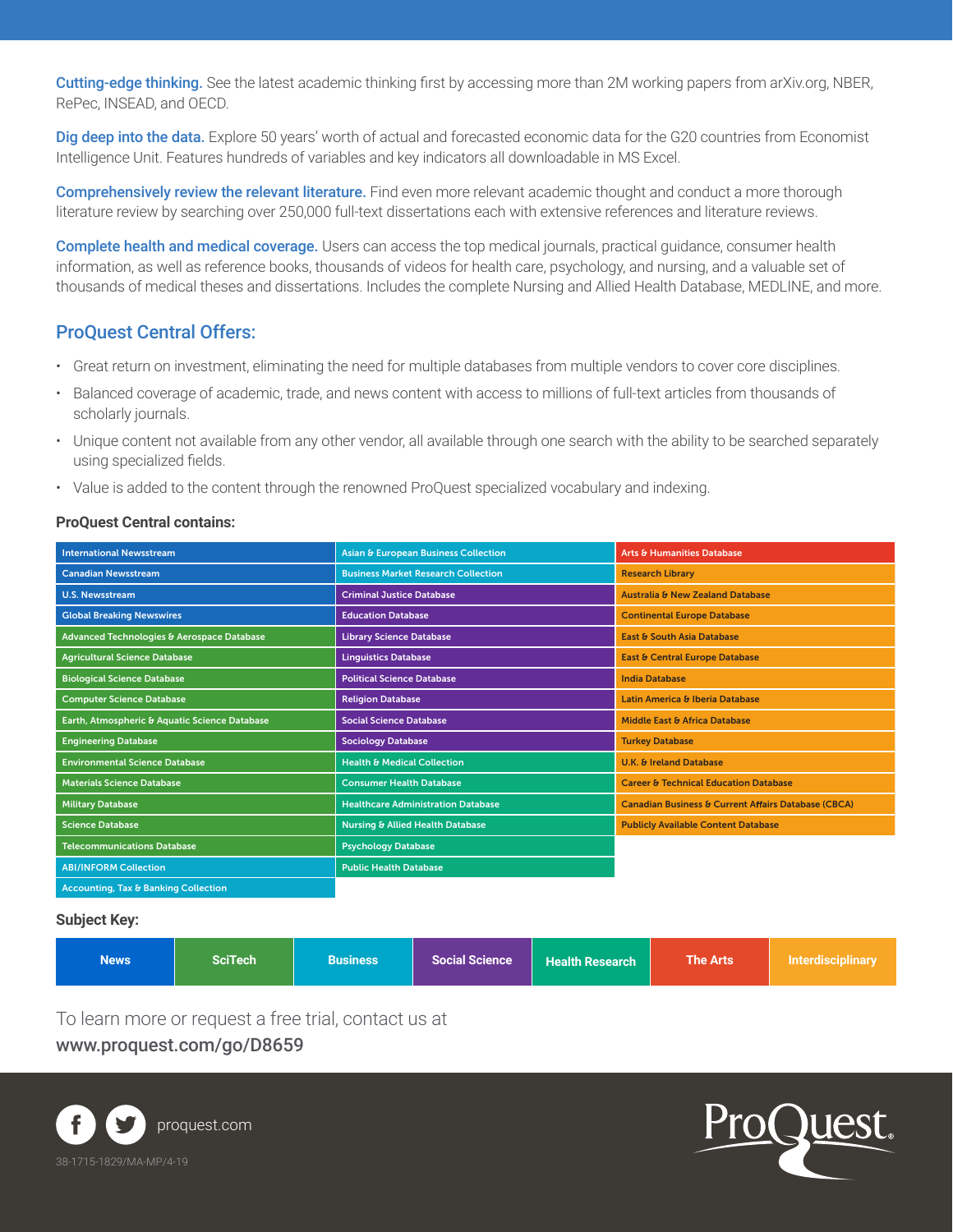**Cutting-edge thinking.** See the latest academic thinking first by accessing more than 2M working papers from arXiv.org, NBER, RePec, INSEAD, and OECD.

**Dig deep into the data.** Explore 50 years' worth of actual and forecasted economic data for the G20 countries from Economist Intelligence Unit. Features hundreds of variables and key indicators all downloadable in MS Excel.

**Comprehensively review the relevant literature.** Find even more relevant academic thought and conduct a more thorough literature review by searching over 250,000 full-text dissertations each with extensive references and literature reviews.

**Complete health and medical coverage.** Users can access the top medical journals, practical guidance, consumer health information, as well as reference books, thousands of videos for health care, psychology, and nursing, and a valuable set of thousands of medical theses and dissertations. Includes the complete Nursing and Allied Health Database, MEDLINE, and more.

## ProQuest Central Offers:

- Great return on investment, eliminating the need for multiple databases from multiple vendors to cover core disciplines.
- Balanced coverage of academic, trade, and news content with access to millions of full-text articles from thousands of scholarly journals.
- Unique content not available from any other vendor, all available through one search with the ability to be searched separately using specialized fields.
- Value is added to the content through the renowned ProQuest specialized vocabulary and indexing.

### ProQuest Central contains:

| | | |
|---|---|---|
| International Newsstream | Asian & European Business Collection | Arts & Humanities Database |
| Canadian Newsstream | Business Market Research Collection | Research Library |
| U.S. Newsstream | Criminal Justice Database | Australia & New Zealand Database |
| Global Breaking Newswires | Education Database | Continental Europe Database |
| Advanced Technologies & Aerospace Database | Library Science Database | East & South Asia Database |
| Agricultural Science Database | Linguistics Database | East & Central Europe Database |
| Biological Science Database | Political Science Database | India Database |
| Computer Science Database | Religion Database | Latin America & Iberia Database |
| Earth, Atmospheric & Aquatic Science Database | Social Science Database | Middle East & Africa Database |
| Engineering Database | Sociology Database | Turkey Database |
| Environmental Science Database | Health & Medical Collection | U.K. & Ireland Database |
| Materials Science Database | Consumer Health Database | Career & Technical Education Database |
| Military Database | Healthcare Administration Database | Canadian Business & Current Affairs Database (CBCA) |
| Science Database | Nursing & Allied Health Database | Publicly Available Content Database |
| Telecommunications Database | Psychology Database | |
| ABI/INFORM Collection | Public Health Database | |
| Accounting, Tax & Banking Collection | | |

### Subject Key:

| | | | | | | |
|---|---|---|---|---|---|---|
| News | SciTech | Business | Social Science | Health Research | The Arts | Interdisciplinary |

To learn more or request a free trial, contact us at
**www.proquest.com/go/D8659**

proquest.com

38-1715-1829/MA-MP/4-19